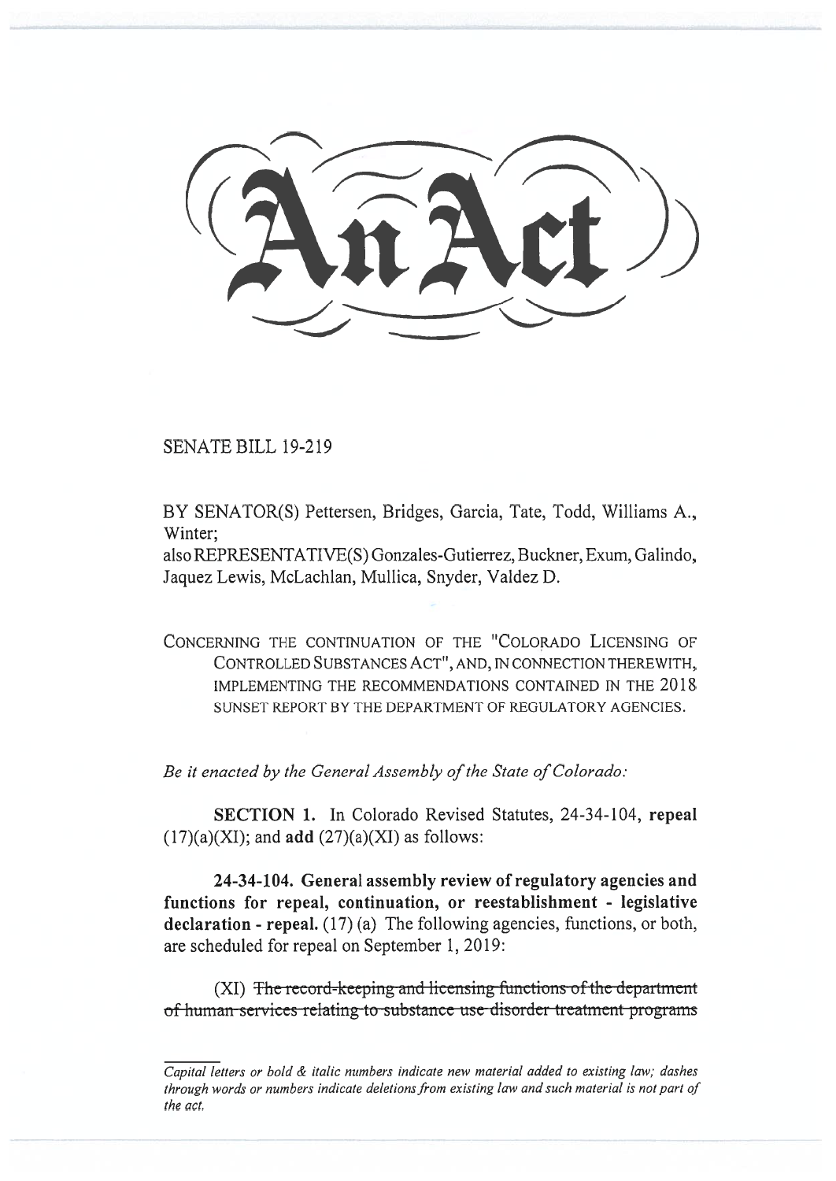# An Act

SENATE BILL 19-219

BY SENATOR(S) Pettersen, Bridges, Garcia, Tate, Todd, Williams A., Winter;
also REPRESENTATIVE(S) Gonzales-Gutierrez, Buckner, Exum, Galindo, Jaquez Lewis, McLachlan, Mullica, Snyder, Valdez D.

CONCERNING THE CONTINUATION OF THE "COLORADO LICENSING OF CONTROLLED SUBSTANCES ACT", AND, IN CONNECTION THEREWITH, IMPLEMENTING THE RECOMMENDATIONS CONTAINED IN THE 2018 SUNSET REPORT BY THE DEPARTMENT OF REGULATORY AGENCIES.

*Be it enacted by the General Assembly of the State of Colorado:*

**SECTION 1.** In Colorado Revised Statutes, 24-34-104, **repeal** (17)(a)(XI); and **add** (27)(a)(XI) as follows:

**24-34-104. General assembly review of regulatory agencies and functions for repeal, continuation, or reestablishment - legislative declaration - repeal.** (17) (a) The following agencies, functions, or both, are scheduled for repeal on September 1, 2019:

(XI) ~~The record-keeping and licensing functions of the department of human services relating to substance use disorder treatment programs~~

---

*Capital letters or bold & italic numbers indicate new material added to existing law; dashes through words or numbers indicate deletions from existing law and such material is not part of the act.*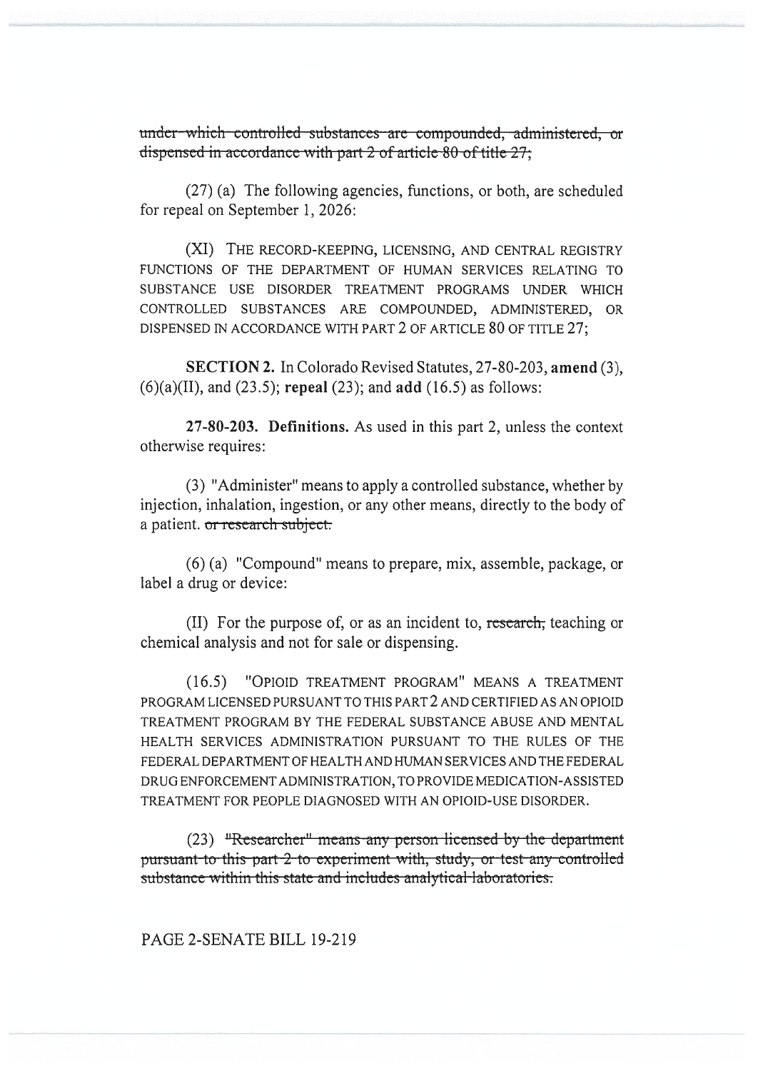~~under which controlled substances are compounded, administered, or dispensed in accordance with part 2 of article 80 of title 27;~~

(27) (a) The following agencies, functions, or both, are scheduled for repeal on September 1, 2026:

(XI) THE RECORD-KEEPING, LICENSING, AND CENTRAL REGISTRY FUNCTIONS OF THE DEPARTMENT OF HUMAN SERVICES RELATING TO SUBSTANCE USE DISORDER TREATMENT PROGRAMS UNDER WHICH CONTROLLED SUBSTANCES ARE COMPOUNDED, ADMINISTERED, OR DISPENSED IN ACCORDANCE WITH PART 2 OF ARTICLE 80 OF TITLE 27;

**SECTION 2.** In Colorado Revised Statutes, 27-80-203, **amend** (3), (6)(a)(II), and (23.5); **repeal** (23); and **add** (16.5) as follows:

**27-80-203. Definitions.** As used in this part 2, unless the context otherwise requires:

(3) "Administer" means to apply a controlled substance, whether by injection, inhalation, ingestion, or any other means, directly to the body of a patient. ~~or research subject.~~

(6) (a) "Compound" means to prepare, mix, assemble, package, or label a drug or device:

(II) For the purpose of, or as an incident to, ~~research,~~ teaching or chemical analysis and not for sale or dispensing.

(16.5) "OPIOID TREATMENT PROGRAM" MEANS A TREATMENT PROGRAM LICENSED PURSUANT TO THIS PART 2 AND CERTIFIED AS AN OPIOID TREATMENT PROGRAM BY THE FEDERAL SUBSTANCE ABUSE AND MENTAL HEALTH SERVICES ADMINISTRATION PURSUANT TO THE RULES OF THE FEDERAL DEPARTMENT OF HEALTH AND HUMAN SERVICES AND THE FEDERAL DRUG ENFORCEMENT ADMINISTRATION, TO PROVIDE MEDICATION-ASSISTED TREATMENT FOR PEOPLE DIAGNOSED WITH AN OPIOID-USE DISORDER.

(23) ~~"Researcher" means any person licensed by the department pursuant to this part 2 to experiment with, study, or test any controlled substance within this state and includes analytical laboratories.~~

PAGE 2-SENATE BILL 19-219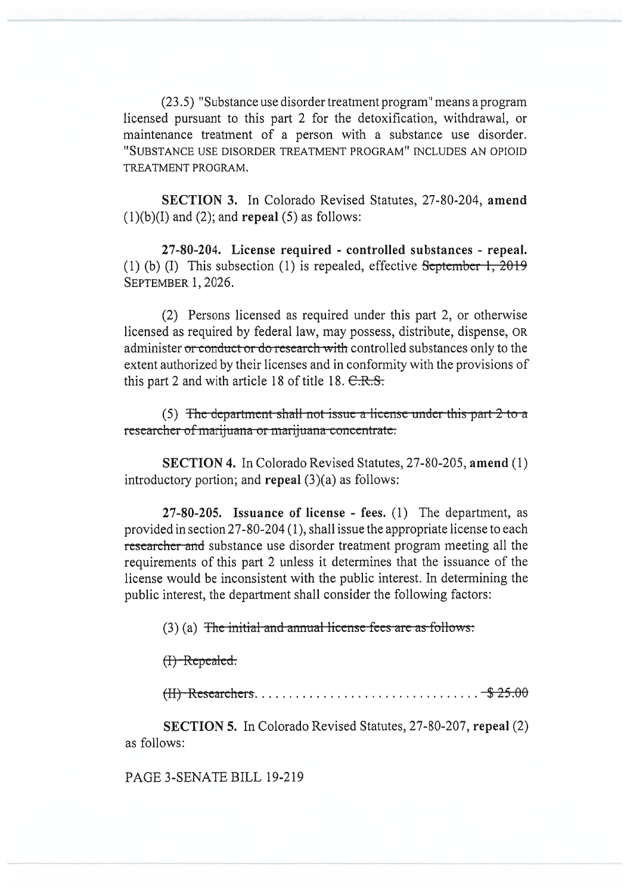(23.5) "Substance use disorder treatment program" means a program licensed pursuant to this part 2 for the detoxification, withdrawal, or maintenance treatment of a person with a substance use disorder. "SUBSTANCE USE DISORDER TREATMENT PROGRAM" INCLUDES AN OPIOID TREATMENT PROGRAM.

**SECTION 3.** In Colorado Revised Statutes, 27-80-204, **amend** (1)(b)(I) and (2); and **repeal** (5) as follows:

**27-80-204. License required - controlled substances - repeal.** (1) (b) (I) This subsection (1) is repealed, effective ~~September 1, 2019~~ SEPTEMBER 1, 2026.

(2) Persons licensed as required under this part 2, or otherwise licensed as required by federal law, may possess, distribute, dispense, OR administer ~~or conduct or do research with~~ controlled substances only to the extent authorized by their licenses and in conformity with the provisions of this part 2 and with article 18 of title 18. ~~C.R.S.~~

(5) ~~The department shall not issue a license under this part 2 to a researcher of marijuana or marijuana concentrate.~~

**SECTION 4.** In Colorado Revised Statutes, 27-80-205, **amend** (1) introductory portion; and **repeal** (3)(a) as follows:

**27-80-205. Issuance of license - fees.** (1) The department, as provided in section 27-80-204 (1), shall issue the appropriate license to each ~~researcher and~~ substance use disorder treatment program meeting all the requirements of this part 2 unless it determines that the issuance of the license would be inconsistent with the public interest. In determining the public interest, the department shall consider the following factors:

(3) (a) ~~The initial and annual license fees are as follows:~~

~~(I) Repealed.~~

~~(II) Researchers.................................. $ 25.00~~

**SECTION 5.** In Colorado Revised Statutes, 27-80-207, **repeal** (2) as follows: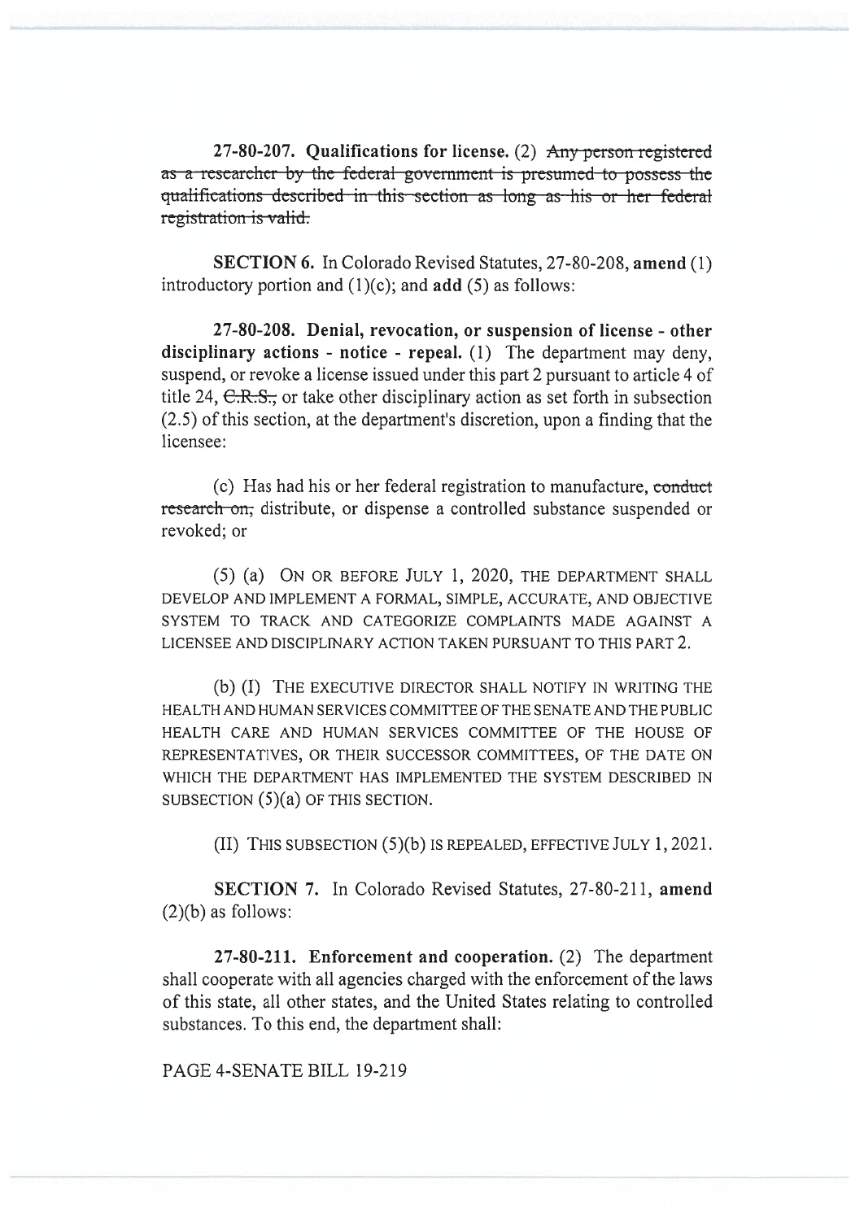**27-80-207. Qualifications for license.** (2) ~~Any person registered as a researcher by the federal government is presumed to possess the qualifications described in this section as long as his or her federal registration is valid.~~

**SECTION 6.** In Colorado Revised Statutes, 27-80-208, **amend** (1) introductory portion and (1)(c); and **add** (5) as follows:

**27-80-208. Denial, revocation, or suspension of license - other disciplinary actions - notice - repeal.** (1) The department may deny, suspend, or revoke a license issued under this part 2 pursuant to article 4 of title 24, ~~C.R.S.,~~ or take other disciplinary action as set forth in subsection (2.5) of this section, at the department's discretion, upon a finding that the licensee:

(c) Has had his or her federal registration to manufacture, ~~conduct research on,~~ distribute, or dispense a controlled substance suspended or revoked; or

(5) (a) ON OR BEFORE JULY 1, 2020, THE DEPARTMENT SHALL DEVELOP AND IMPLEMENT A FORMAL, SIMPLE, ACCURATE, AND OBJECTIVE SYSTEM TO TRACK AND CATEGORIZE COMPLAINTS MADE AGAINST A LICENSEE AND DISCIPLINARY ACTION TAKEN PURSUANT TO THIS PART 2.

(b) (I) THE EXECUTIVE DIRECTOR SHALL NOTIFY IN WRITING THE HEALTH AND HUMAN SERVICES COMMITTEE OF THE SENATE AND THE PUBLIC HEALTH CARE AND HUMAN SERVICES COMMITTEE OF THE HOUSE OF REPRESENTATIVES, OR THEIR SUCCESSOR COMMITTEES, OF THE DATE ON WHICH THE DEPARTMENT HAS IMPLEMENTED THE SYSTEM DESCRIBED IN SUBSECTION (5)(a) OF THIS SECTION.

(II) THIS SUBSECTION (5)(b) IS REPEALED, EFFECTIVE JULY 1, 2021.

**SECTION 7.** In Colorado Revised Statutes, 27-80-211, **amend** (2)(b) as follows:

**27-80-211. Enforcement and cooperation.** (2) The department shall cooperate with all agencies charged with the enforcement of the laws of this state, all other states, and the United States relating to controlled substances. To this end, the department shall:

PAGE 4-SENATE BILL 19-219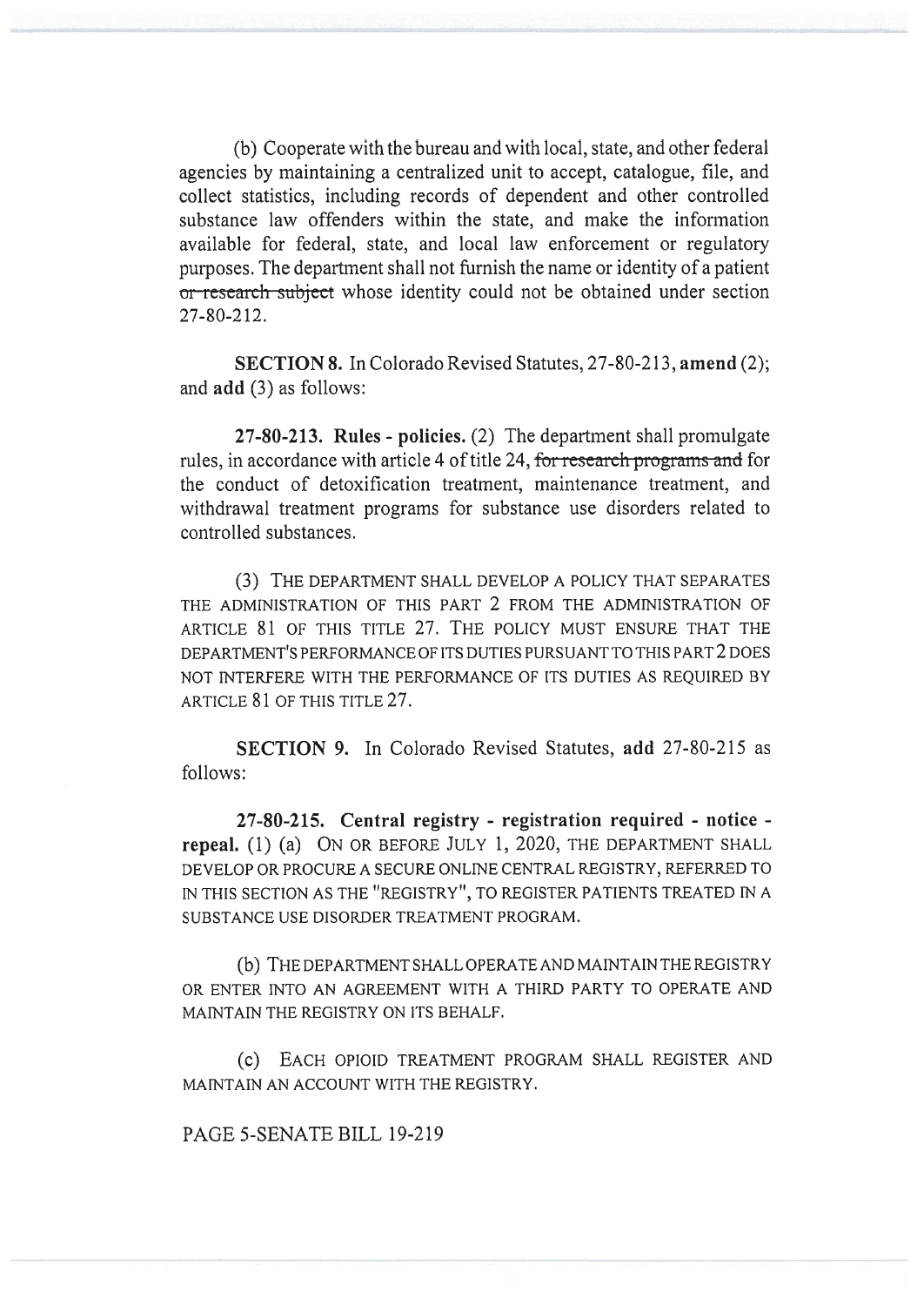(b) Cooperate with the bureau and with local, state, and other federal agencies by maintaining a centralized unit to accept, catalogue, file, and collect statistics, including records of dependent and other controlled substance law offenders within the state, and make the information available for federal, state, and local law enforcement or regulatory purposes. The department shall not furnish the name or identity of a patient ~~or research subject~~ whose identity could not be obtained under section 27-80-212.

**SECTION 8.** In Colorado Revised Statutes, 27-80-213, **amend** (2); and **add** (3) as follows:

**27-80-213. Rules - policies.** (2) The department shall promulgate rules, in accordance with article 4 of title 24, ~~for research programs and~~ for the conduct of detoxification treatment, maintenance treatment, and withdrawal treatment programs for substance use disorders related to controlled substances.

(3) THE DEPARTMENT SHALL DEVELOP A POLICY THAT SEPARATES THE ADMINISTRATION OF THIS PART 2 FROM THE ADMINISTRATION OF ARTICLE 81 OF THIS TITLE 27. THE POLICY MUST ENSURE THAT THE DEPARTMENT'S PERFORMANCE OF ITS DUTIES PURSUANT TO THIS PART 2 DOES NOT INTERFERE WITH THE PERFORMANCE OF ITS DUTIES AS REQUIRED BY ARTICLE 81 OF THIS TITLE 27.

**SECTION 9.** In Colorado Revised Statutes, **add** 27-80-215 as follows:

**27-80-215. Central registry - registration required - notice - repeal.** (1) (a) ON OR BEFORE JULY 1, 2020, THE DEPARTMENT SHALL DEVELOP OR PROCURE A SECURE ONLINE CENTRAL REGISTRY, REFERRED TO IN THIS SECTION AS THE "REGISTRY", TO REGISTER PATIENTS TREATED IN A SUBSTANCE USE DISORDER TREATMENT PROGRAM.

(b) THE DEPARTMENT SHALL OPERATE AND MAINTAIN THE REGISTRY OR ENTER INTO AN AGREEMENT WITH A THIRD PARTY TO OPERATE AND MAINTAIN THE REGISTRY ON ITS BEHALF.

(c) EACH OPIOID TREATMENT PROGRAM SHALL REGISTER AND MAINTAIN AN ACCOUNT WITH THE REGISTRY.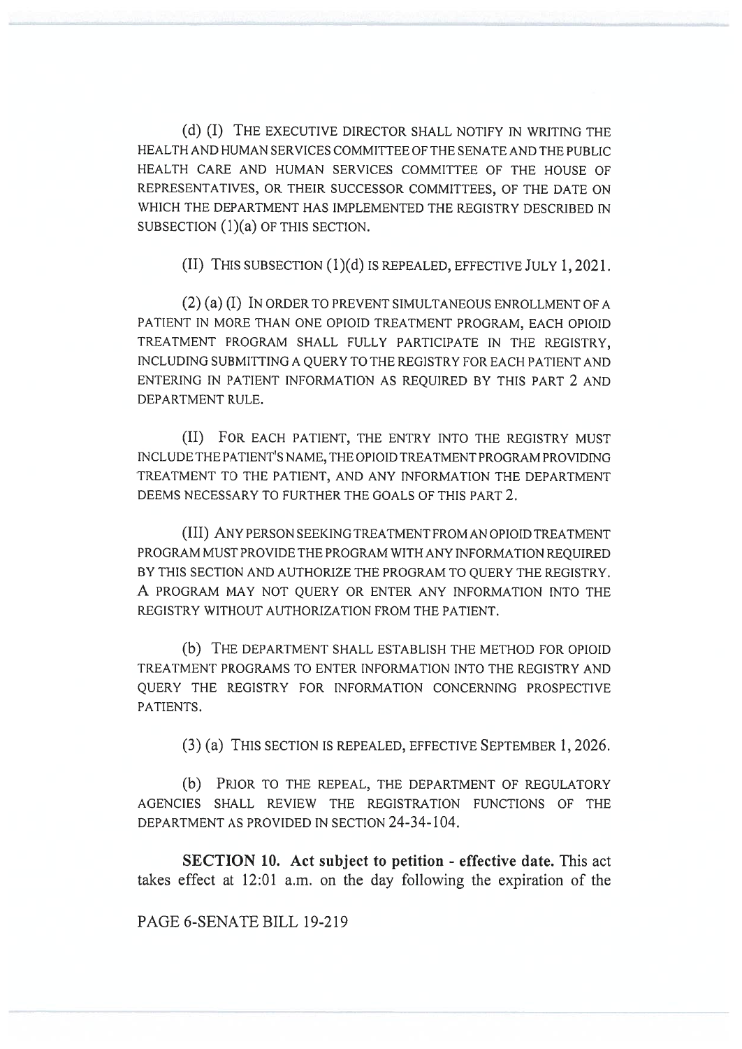(d) (I) THE EXECUTIVE DIRECTOR SHALL NOTIFY IN WRITING THE HEALTH AND HUMAN SERVICES COMMITTEE OF THE SENATE AND THE PUBLIC HEALTH CARE AND HUMAN SERVICES COMMITTEE OF THE HOUSE OF REPRESENTATIVES, OR THEIR SUCCESSOR COMMITTEES, OF THE DATE ON WHICH THE DEPARTMENT HAS IMPLEMENTED THE REGISTRY DESCRIBED IN SUBSECTION (1)(a) OF THIS SECTION.

(II) THIS SUBSECTION (1)(d) IS REPEALED, EFFECTIVE JULY 1, 2021.

(2) (a) (I) IN ORDER TO PREVENT SIMULTANEOUS ENROLLMENT OF A PATIENT IN MORE THAN ONE OPIOID TREATMENT PROGRAM, EACH OPIOID TREATMENT PROGRAM SHALL FULLY PARTICIPATE IN THE REGISTRY, INCLUDING SUBMITTING A QUERY TO THE REGISTRY FOR EACH PATIENT AND ENTERING IN PATIENT INFORMATION AS REQUIRED BY THIS PART 2 AND DEPARTMENT RULE.

(II) FOR EACH PATIENT, THE ENTRY INTO THE REGISTRY MUST INCLUDE THE PATIENT'S NAME, THE OPIOID TREATMENT PROGRAM PROVIDING TREATMENT TO THE PATIENT, AND ANY INFORMATION THE DEPARTMENT DEEMS NECESSARY TO FURTHER THE GOALS OF THIS PART 2.

(III) ANY PERSON SEEKING TREATMENT FROM AN OPIOID TREATMENT PROGRAM MUST PROVIDE THE PROGRAM WITH ANY INFORMATION REQUIRED BY THIS SECTION AND AUTHORIZE THE PROGRAM TO QUERY THE REGISTRY. A PROGRAM MAY NOT QUERY OR ENTER ANY INFORMATION INTO THE REGISTRY WITHOUT AUTHORIZATION FROM THE PATIENT.

(b) THE DEPARTMENT SHALL ESTABLISH THE METHOD FOR OPIOID TREATMENT PROGRAMS TO ENTER INFORMATION INTO THE REGISTRY AND QUERY THE REGISTRY FOR INFORMATION CONCERNING PROSPECTIVE PATIENTS.

(3) (a) THIS SECTION IS REPEALED, EFFECTIVE SEPTEMBER 1, 2026.

(b) PRIOR TO THE REPEAL, THE DEPARTMENT OF REGULATORY AGENCIES SHALL REVIEW THE REGISTRATION FUNCTIONS OF THE DEPARTMENT AS PROVIDED IN SECTION 24-34-104.

**SECTION 10. Act subject to petition - effective date.** This act takes effect at 12:01 a.m. on the day following the expiration of the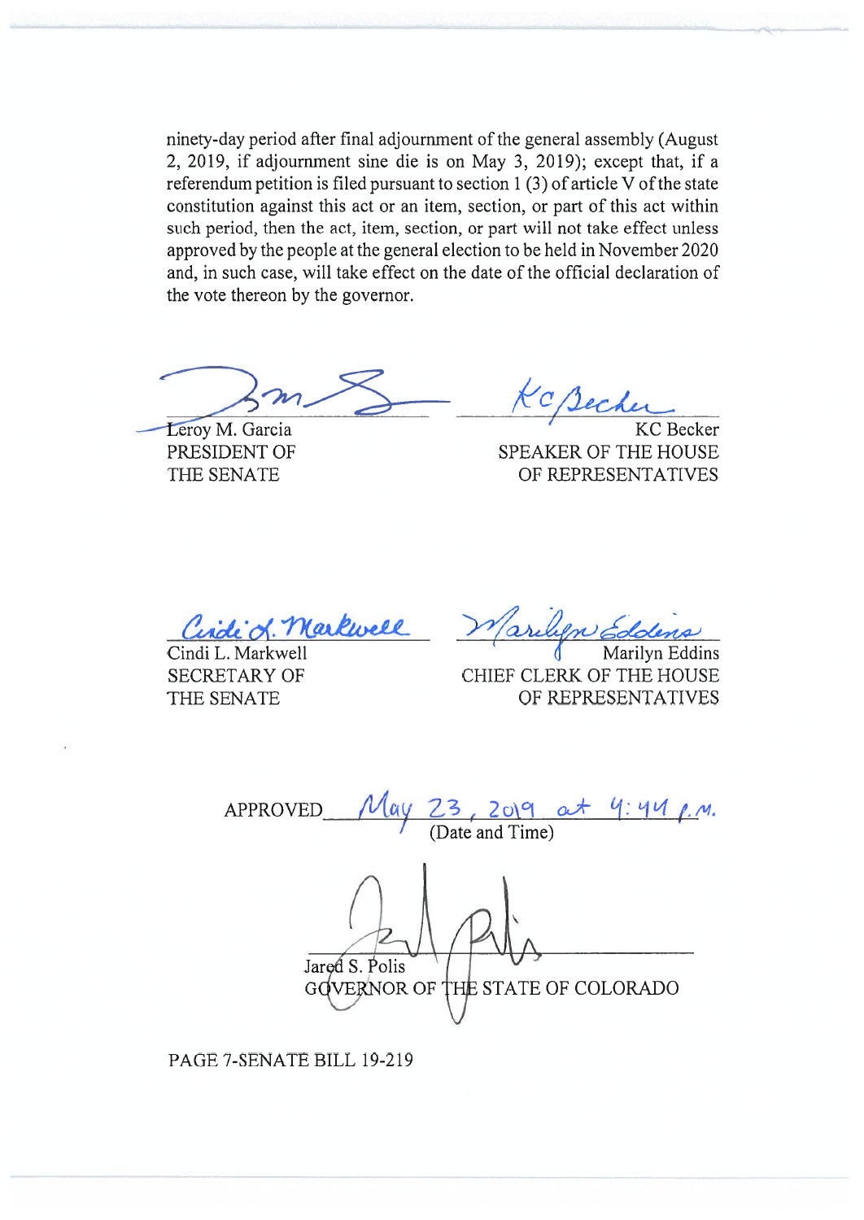ninety-day period after final adjournment of the general assembly (August 2, 2019, if adjournment sine die is on May 3, 2019); except that, if a referendum petition is filed pursuant to section 1 (3) of article V of the state constitution against this act or an item, section, or part of this act within such period, then the act, item, section, or part will not take effect unless approved by the people at the general election to be held in November 2020 and, in such case, will take effect on the date of the official declaration of the vote thereon by the governor.

| | |
|---|---|
| Leroy M. Garcia<br>PRESIDENT OF<br>THE SENATE | KC Becker<br>SPEAKER OF THE HOUSE<br>OF REPRESENTATIVES |
| Cindi L. Markwell<br>SECRETARY OF<br>THE SENATE | Marilyn Eddins<br>CHIEF CLERK OF THE HOUSE<br>OF REPRESENTATIVES |

APPROVED May 23, 2019 at 4:44 p.m.
(Date and Time)

Jared S. Polis
GOVERNOR OF THE STATE OF COLORADO

PAGE 7-SENATE BILL 19-219